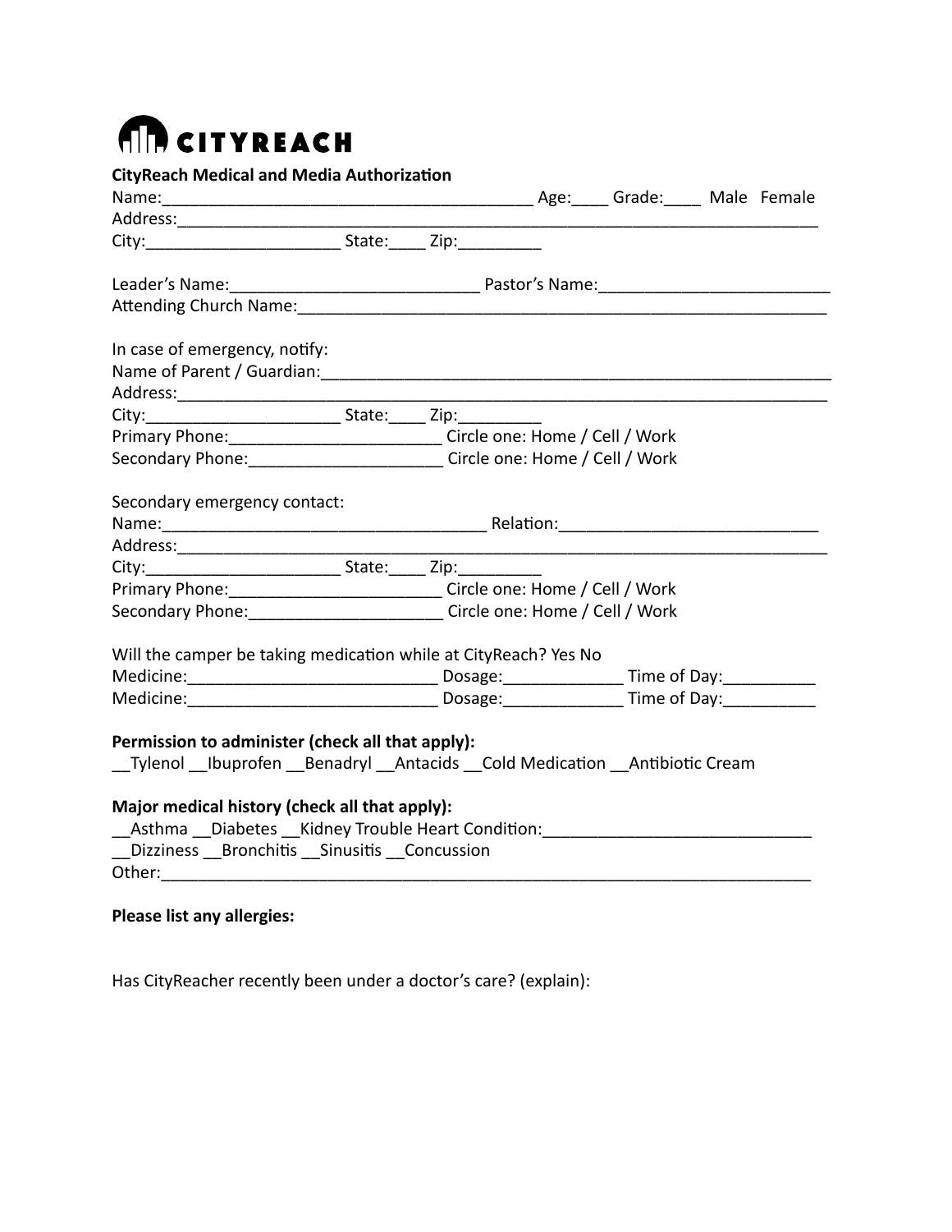CITYREACH

**CityReach Medical and Media Authorization**

Name:________________________________________ Age:____ Grade:____ Male Female
Address:______________________________________________________________________
City:_____________________ State:____ Zip:_________

Leader's Name:___________________________ Pastor's Name:_________________________
Attending Church Name:_________________________________________________________

In case of emergency, notify:
Name of Parent / Guardian:______________________________________________________
Address:______________________________________________________________________
City:_____________________ State:____ Zip:_________
Primary Phone:_______________________ Circle one: Home / Cell / Work
Secondary Phone:_____________________ Circle one: Home / Cell / Work

Secondary emergency contact:
Name:___________________________________ Relation:____________________________
Address:______________________________________________________________________
City:_____________________ State:____ Zip:_________
Primary Phone:_______________________ Circle one: Home / Cell / Work
Secondary Phone:_____________________ Circle one: Home / Cell / Work

Will the camper be taking medication while at CityReach? Yes No
Medicine:___________________________ Dosage:_____________ Time of Day:__________
Medicine:___________________________ Dosage:_____________ Time of Day:__________

**Permission to administer (check all that apply):**
__Tylenol __Ibuprofen __Benadryl __Antacids __Cold Medication __Antibiotic Cream

**Major medical history (check all that apply):**
__Asthma __Diabetes __Kidney Trouble Heart Condition:_____________________________
__Dizziness __Bronchitis __Sinusitis __Concussion
Other:_________________________________________________________________________

**Please list any allergies:**

Has CityReacher recently been under a doctor's care? (explain):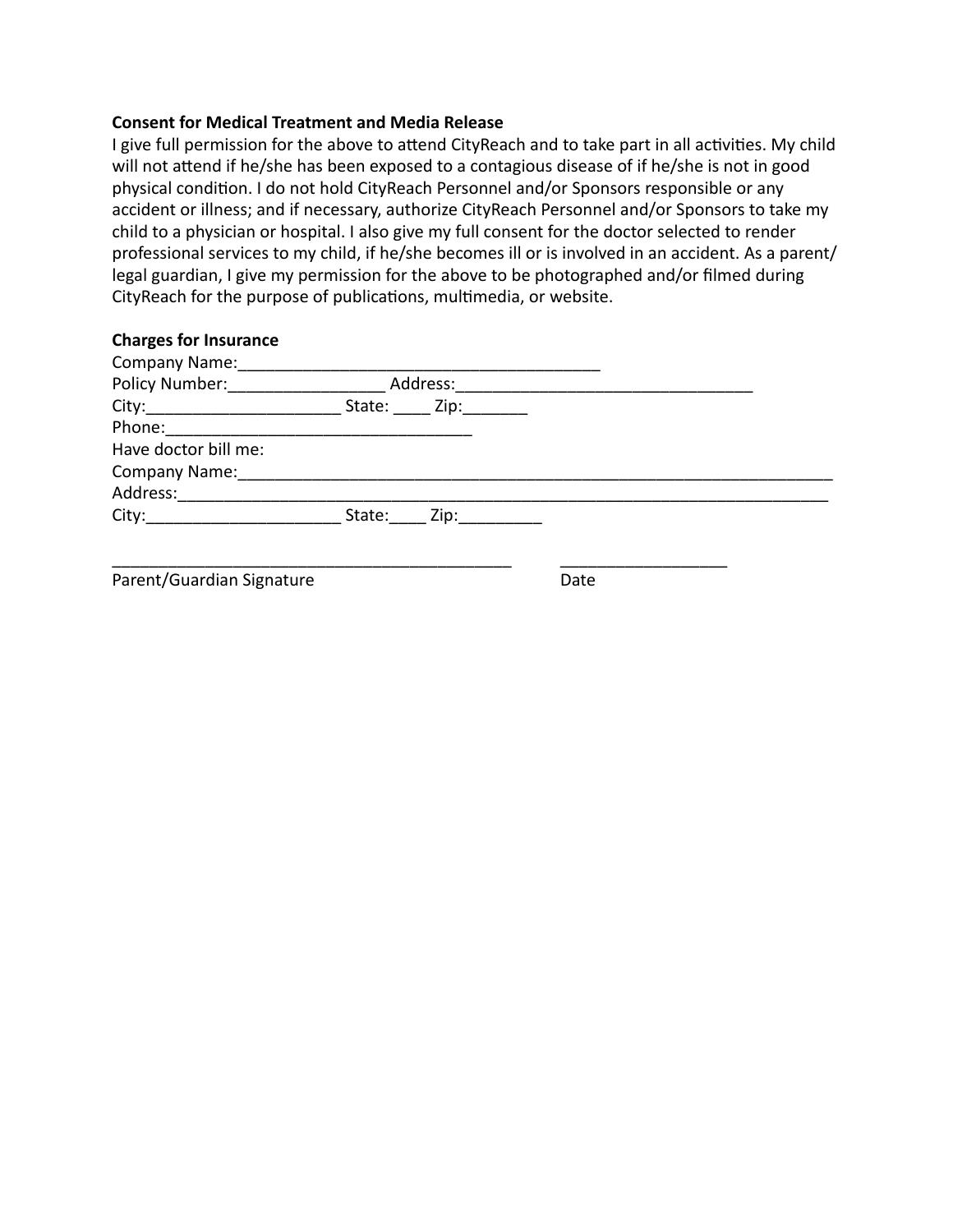**Consent for Medical Treatment and Media Release**

I give full permission for the above to attend CityReach and to take part in all activities. My child will not attend if he/she has been exposed to a contagious disease of if he/she is not in good physical condition. I do not hold CityReach Personnel and/or Sponsors responsible or any accident or illness; and if necessary, authorize CityReach Personnel and/or Sponsors to take my child to a physician or hospital. I also give my full consent for the doctor selected to render professional services to my child, if he/she becomes ill or is involved in an accident. As a parent/legal guardian, I give my permission for the above to be photographed and/or filmed during CityReach for the purpose of publications, multimedia, or website.

**Charges for Insurance**

Company Name:________________________________________

Policy Number:_________________ Address:_________________________________

City:_____________________ State: ____ Zip:_______

Phone:_________________________________

Have doctor bill me:

Company Name:____________________________________________________________________

Address:__________________________________________________________________________

City:_____________________ State:____ Zip:_________

_____________________________________________ __________________

Parent/Guardian Signature Date